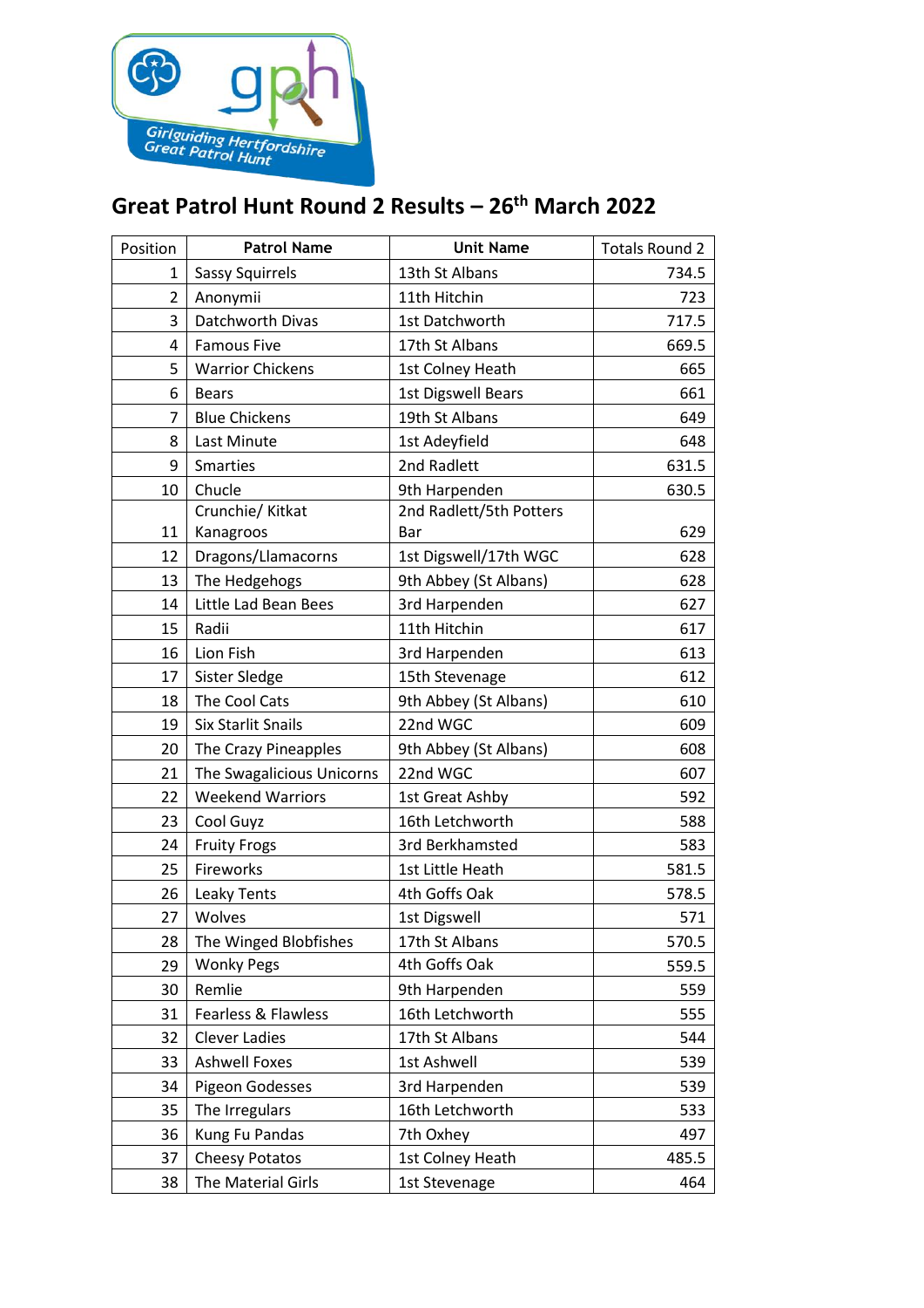# Great Patrol Hunt Round 2 Results – 26th March 2022

| Position | Patrol Name | Unit Name | Totals Round 2 |
|---|---|---|---|
| 1 | Sassy Squirrels | 13th St Albans | 734.5 |
| 2 | Anonymii | 11th Hitchin | 723 |
| 3 | Datchworth Divas | 1st Datchworth | 717.5 |
| 4 | Famous Five | 17th St Albans | 669.5 |
| 5 | Warrior Chickens | 1st Colney Heath | 665 |
| 6 | Bears | 1st Digswell Bears | 661 |
| 7 | Blue Chickens | 19th St Albans | 649 |
| 8 | Last Minute | 1st Adeyfield | 648 |
| 9 | Smarties | 2nd Radlett | 631.5 |
| 10 | Chucle | 9th Harpenden | 630.5 |
| 11 | Crunchie/ Kitkat Kanagroos | 2nd Radlett/5th Potters Bar | 629 |
| 12 | Dragons/Llamacorns | 1st Digswell/17th WGC | 628 |
| 13 | The Hedgehogs | 9th Abbey (St Albans) | 628 |
| 14 | Little Lad Bean Bees | 3rd Harpenden | 627 |
| 15 | Radii | 11th Hitchin | 617 |
| 16 | Lion Fish | 3rd Harpenden | 613 |
| 17 | Sister Sledge | 15th Stevenage | 612 |
| 18 | The Cool Cats | 9th Abbey (St Albans) | 610 |
| 19 | Six Starlit Snails | 22nd WGC | 609 |
| 20 | The Crazy Pineapples | 9th Abbey (St Albans) | 608 |
| 21 | The Swagalicious Unicorns | 22nd WGC | 607 |
| 22 | Weekend Warriors | 1st Great Ashby | 592 |
| 23 | Cool Guyz | 16th Letchworth | 588 |
| 24 | Fruity Frogs | 3rd Berkhamsted | 583 |
| 25 | Fireworks | 1st Little Heath | 581.5 |
| 26 | Leaky Tents | 4th Goffs Oak | 578.5 |
| 27 | Wolves | 1st Digswell | 571 |
| 28 | The Winged Blobfishes | 17th St Albans | 570.5 |
| 29 | Wonky Pegs | 4th Goffs Oak | 559.5 |
| 30 | Remlie | 9th Harpenden | 559 |
| 31 | Fearless & Flawless | 16th Letchworth | 555 |
| 32 | Clever Ladies | 17th St Albans | 544 |
| 33 | Ashwell Foxes | 1st Ashwell | 539 |
| 34 | Pigeon Godesses | 3rd Harpenden | 539 |
| 35 | The Irregulars | 16th Letchworth | 533 |
| 36 | Kung Fu Pandas | 7th Oxhey | 497 |
| 37 | Cheesy Potatos | 1st Colney Heath | 485.5 |
| 38 | The Material Girls | 1st Stevenage | 464 |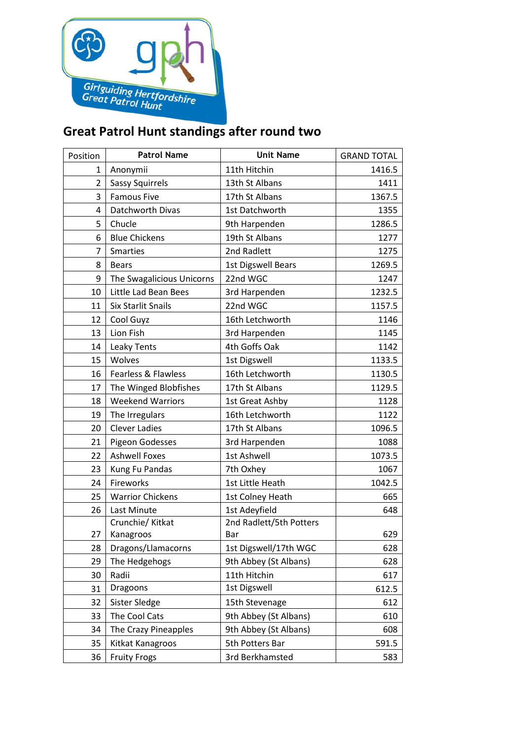# Great Patrol Hunt standings after round two

| Position | Patrol Name | Unit Name | GRAND TOTAL |
|---|---|---|---|
| 1 | Anonymii | 11th Hitchin | 1416.5 |
| 2 | Sassy Squirrels | 13th St Albans | 1411 |
| 3 | Famous Five | 17th St Albans | 1367.5 |
| 4 | Datchworth Divas | 1st Datchworth | 1355 |
| 5 | Chucle | 9th Harpenden | 1286.5 |
| 6 | Blue Chickens | 19th St Albans | 1277 |
| 7 | Smarties | 2nd Radlett | 1275 |
| 8 | Bears | 1st Digswell Bears | 1269.5 |
| 9 | The Swagalicious Unicorns | 22nd WGC | 1247 |
| 10 | Little Lad Bean Bees | 3rd Harpenden | 1232.5 |
| 11 | Six Starlit Snails | 22nd WGC | 1157.5 |
| 12 | Cool Guyz | 16th Letchworth | 1146 |
| 13 | Lion Fish | 3rd Harpenden | 1145 |
| 14 | Leaky Tents | 4th Goffs Oak | 1142 |
| 15 | Wolves | 1st Digswell | 1133.5 |
| 16 | Fearless & Flawless | 16th Letchworth | 1130.5 |
| 17 | The Winged Blobfishes | 17th St Albans | 1129.5 |
| 18 | Weekend Warriors | 1st Great Ashby | 1128 |
| 19 | The Irregulars | 16th Letchworth | 1122 |
| 20 | Clever Ladies | 17th St Albans | 1096.5 |
| 21 | Pigeon Godesses | 3rd Harpenden | 1088 |
| 22 | Ashwell Foxes | 1st Ashwell | 1073.5 |
| 23 | Kung Fu Pandas | 7th Oxhey | 1067 |
| 24 | Fireworks | 1st Little Heath | 1042.5 |
| 25 | Warrior Chickens | 1st Colney Heath | 665 |
| 26 | Last Minute | 1st Adeyfield | 648 |
| 27 | Crunchie/ Kitkat Kanagroos | 2nd Radlett/5th Potters Bar | 629 |
| 28 | Dragons/Llamacorns | 1st Digswell/17th WGC | 628 |
| 29 | The Hedgehogs | 9th Abbey (St Albans) | 628 |
| 30 | Radii | 11th Hitchin | 617 |
| 31 | Dragoons | 1st Digswell | 612.5 |
| 32 | Sister Sledge | 15th Stevenage | 612 |
| 33 | The Cool Cats | 9th Abbey (St Albans) | 610 |
| 34 | The Crazy Pineapples | 9th Abbey (St Albans) | 608 |
| 35 | Kitkat Kanagroos | 5th Potters Bar | 591.5 |
| 36 | Fruity Frogs | 3rd Berkhamsted | 583 |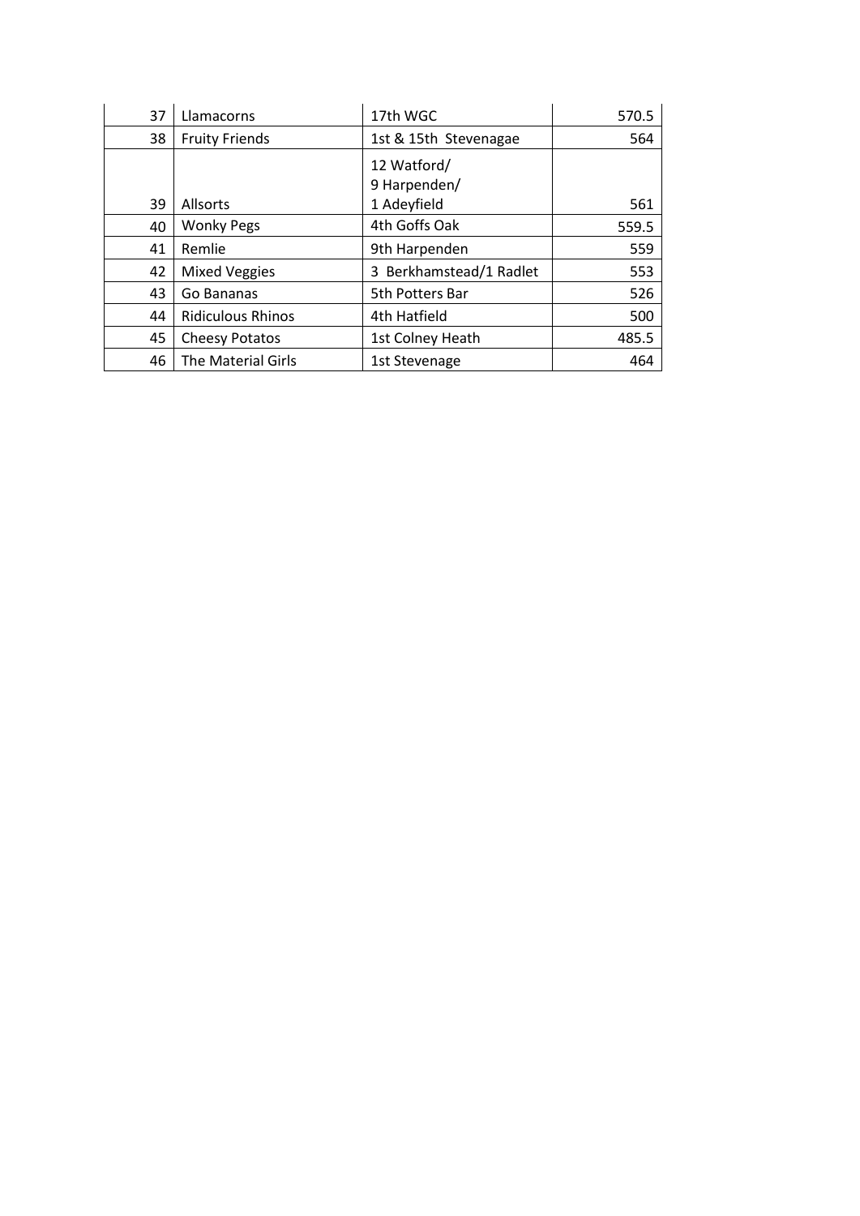| | | | |
|---|---|---|---|
| 37 | Llamacorns | 17th WGC | 570.5 |
| 38 | Fruity Friends | 1st & 15th Stevenagae | 564 |
| 39 | Allsorts | 12 Watford/ 9 Harpenden/ 1 Adeyfield | 561 |
| 40 | Wonky Pegs | 4th Goffs Oak | 559.5 |
| 41 | Remlie | 9th Harpenden | 559 |
| 42 | Mixed Veggies | 3 Berkhamstead/1 Radlet | 553 |
| 43 | Go Bananas | 5th Potters Bar | 526 |
| 44 | Ridiculous Rhinos | 4th Hatfield | 500 |
| 45 | Cheesy Potatos | 1st Colney Heath | 485.5 |
| 46 | The Material Girls | 1st Stevenage | 464 |